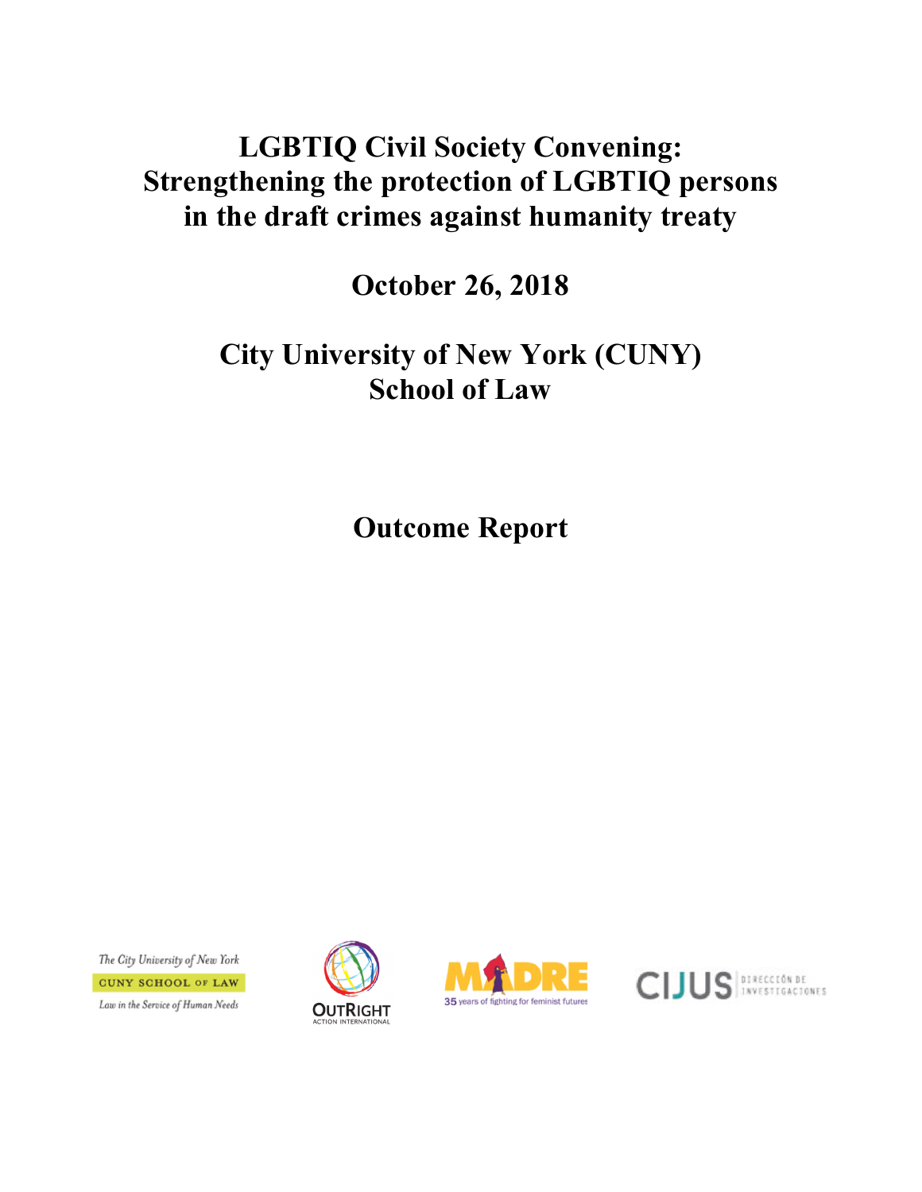# LGBTIQ Civil Society Convening: Strengthening the protection of LGBTIQ persons in the draft crimes against humanity treaty

## October 26, 2018

## City University of New York (CUNY) School of Law

## Outcome Report

The City University of New York
CUNY SCHOOL OF LAW
Law in the Service of Human Needs

OUTRIGHT ACTION INTERNATIONAL

MADRE 35 years of fighting for feminist futures

CIJUS DIRECCIÓN DE INVESTIGACIONES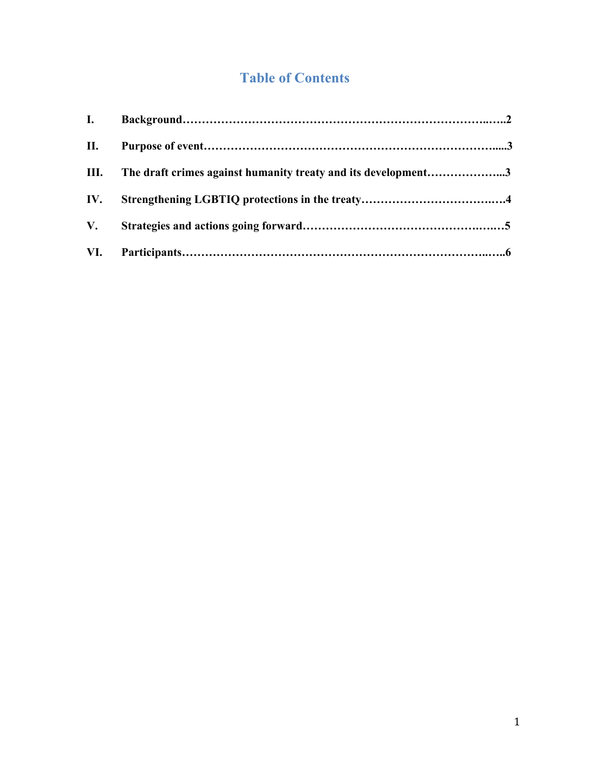# Table of Contents

| | | |
|---|---|---|
| **I.** | **Background** | **2** |
| **II.** | **Purpose of event** | **3** |
| **III.** | **The draft crimes against humanity treaty and its development** | **3** |
| **IV.** | **Strengthening LGBTIQ protections in the treaty** | **4** |
| **V.** | **Strategies and actions going forward** | **5** |
| **VI.** | **Participants** | **6** |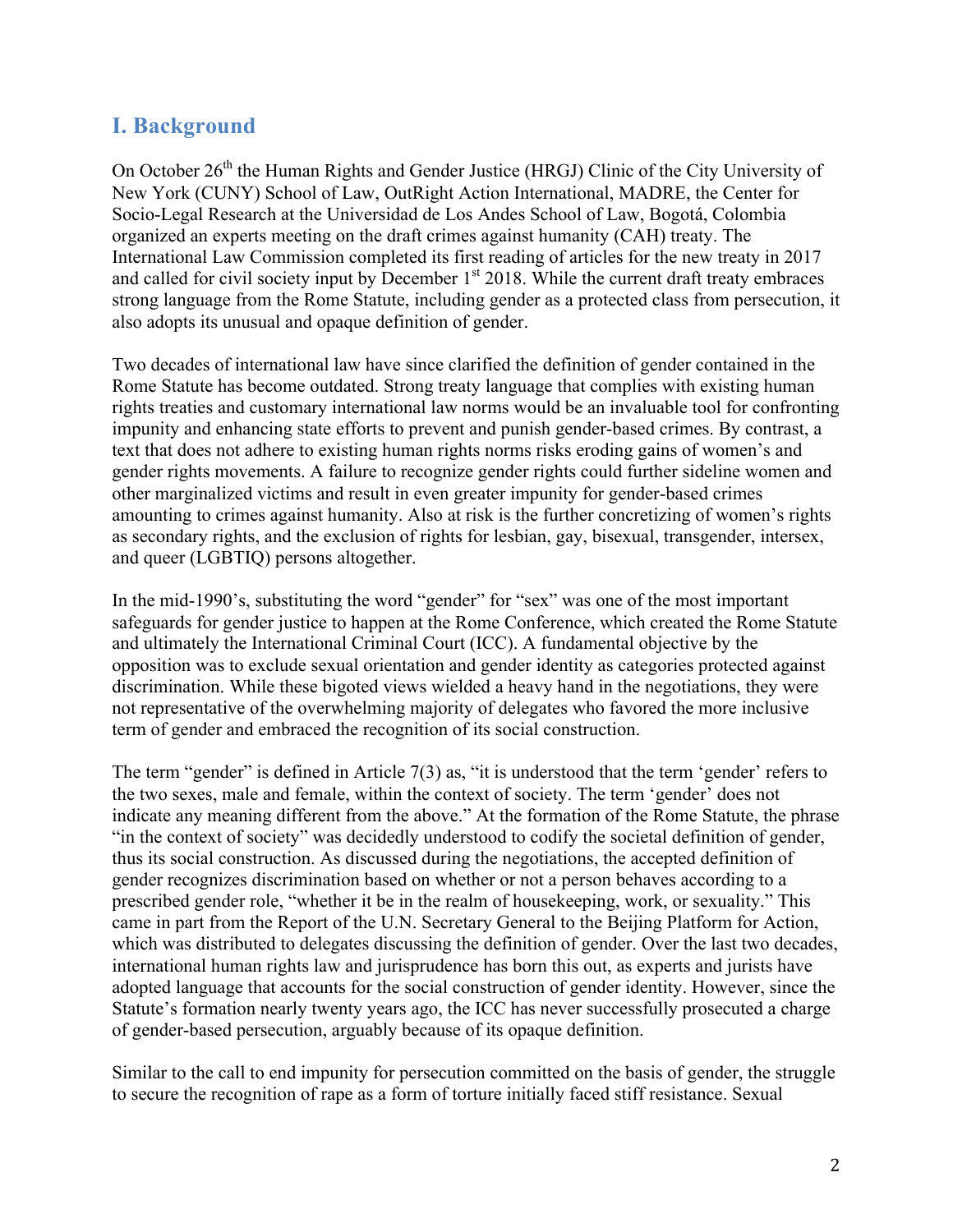## I. Background

On October 26th the Human Rights and Gender Justice (HRGJ) Clinic of the City University of New York (CUNY) School of Law, OutRight Action International, MADRE, the Center for Socio-Legal Research at the Universidad de Los Andes School of Law, Bogotá, Colombia organized an experts meeting on the draft crimes against humanity (CAH) treaty. The International Law Commission completed its first reading of articles for the new treaty in 2017 and called for civil society input by December 1st 2018. While the current draft treaty embraces strong language from the Rome Statute, including gender as a protected class from persecution, it also adopts its unusual and opaque definition of gender.

Two decades of international law have since clarified the definition of gender contained in the Rome Statute has become outdated. Strong treaty language that complies with existing human rights treaties and customary international law norms would be an invaluable tool for confronting impunity and enhancing state efforts to prevent and punish gender-based crimes. By contrast, a text that does not adhere to existing human rights norms risks eroding gains of women's and gender rights movements. A failure to recognize gender rights could further sideline women and other marginalized victims and result in even greater impunity for gender-based crimes amounting to crimes against humanity. Also at risk is the further concretizing of women's rights as secondary rights, and the exclusion of rights for lesbian, gay, bisexual, transgender, intersex, and queer (LGBTIQ) persons altogether.

In the mid-1990's, substituting the word "gender" for "sex" was one of the most important safeguards for gender justice to happen at the Rome Conference, which created the Rome Statute and ultimately the International Criminal Court (ICC). A fundamental objective by the opposition was to exclude sexual orientation and gender identity as categories protected against discrimination. While these bigoted views wielded a heavy hand in the negotiations, they were not representative of the overwhelming majority of delegates who favored the more inclusive term of gender and embraced the recognition of its social construction.

The term "gender" is defined in Article 7(3) as, "it is understood that the term 'gender' refers to the two sexes, male and female, within the context of society. The term 'gender' does not indicate any meaning different from the above." At the formation of the Rome Statute, the phrase "in the context of society" was decidedly understood to codify the societal definition of gender, thus its social construction. As discussed during the negotiations, the accepted definition of gender recognizes discrimination based on whether or not a person behaves according to a prescribed gender role, "whether it be in the realm of housekeeping, work, or sexuality." This came in part from the Report of the U.N. Secretary General to the Beijing Platform for Action, which was distributed to delegates discussing the definition of gender. Over the last two decades, international human rights law and jurisprudence has born this out, as experts and jurists have adopted language that accounts for the social construction of gender identity. However, since the Statute's formation nearly twenty years ago, the ICC has never successfully prosecuted a charge of gender-based persecution, arguably because of its opaque definition.

Similar to the call to end impunity for persecution committed on the basis of gender, the struggle to secure the recognition of rape as a form of torture initially faced stiff resistance. Sexual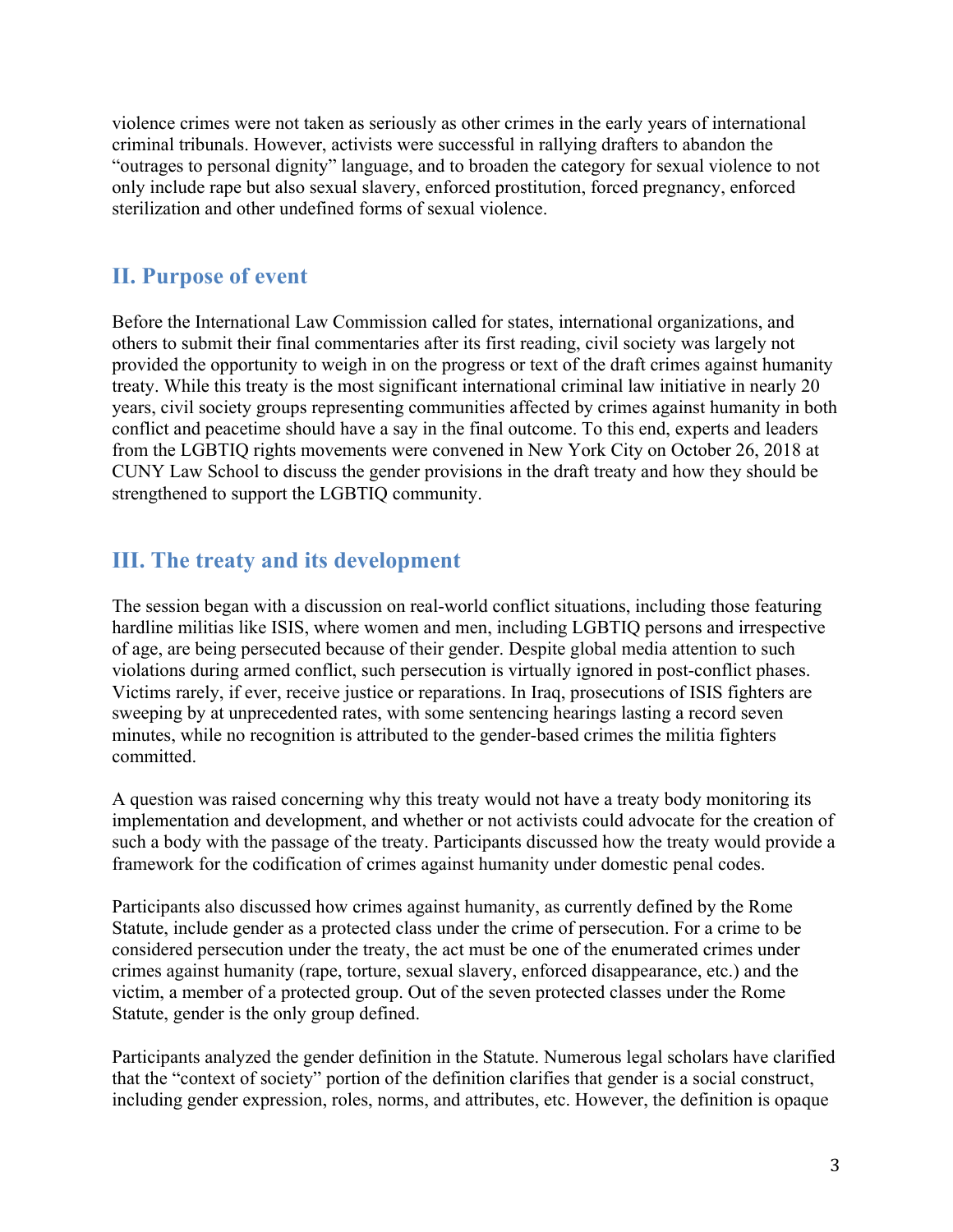violence crimes were not taken as seriously as other crimes in the early years of international criminal tribunals. However, activists were successful in rallying drafters to abandon the "outrages to personal dignity" language, and to broaden the category for sexual violence to not only include rape but also sexual slavery, enforced prostitution, forced pregnancy, enforced sterilization and other undefined forms of sexual violence.

## II. Purpose of event

Before the International Law Commission called for states, international organizations, and others to submit their final commentaries after its first reading, civil society was largely not provided the opportunity to weigh in on the progress or text of the draft crimes against humanity treaty. While this treaty is the most significant international criminal law initiative in nearly 20 years, civil society groups representing communities affected by crimes against humanity in both conflict and peacetime should have a say in the final outcome. To this end, experts and leaders from the LGBTIQ rights movements were convened in New York City on October 26, 2018 at CUNY Law School to discuss the gender provisions in the draft treaty and how they should be strengthened to support the LGBTIQ community.

## III. The treaty and its development

The session began with a discussion on real-world conflict situations, including those featuring hardline militias like ISIS, where women and men, including LGBTIQ persons and irrespective of age, are being persecuted because of their gender. Despite global media attention to such violations during armed conflict, such persecution is virtually ignored in post-conflict phases. Victims rarely, if ever, receive justice or reparations. In Iraq, prosecutions of ISIS fighters are sweeping by at unprecedented rates, with some sentencing hearings lasting a record seven minutes, while no recognition is attributed to the gender-based crimes the militia fighters committed.

A question was raised concerning why this treaty would not have a treaty body monitoring its implementation and development, and whether or not activists could advocate for the creation of such a body with the passage of the treaty. Participants discussed how the treaty would provide a framework for the codification of crimes against humanity under domestic penal codes.

Participants also discussed how crimes against humanity, as currently defined by the Rome Statute, include gender as a protected class under the crime of persecution. For a crime to be considered persecution under the treaty, the act must be one of the enumerated crimes under crimes against humanity (rape, torture, sexual slavery, enforced disappearance, etc.) and the victim, a member of a protected group. Out of the seven protected classes under the Rome Statute, gender is the only group defined.

Participants analyzed the gender definition in the Statute. Numerous legal scholars have clarified that the "context of society" portion of the definition clarifies that gender is a social construct, including gender expression, roles, norms, and attributes, etc. However, the definition is opaque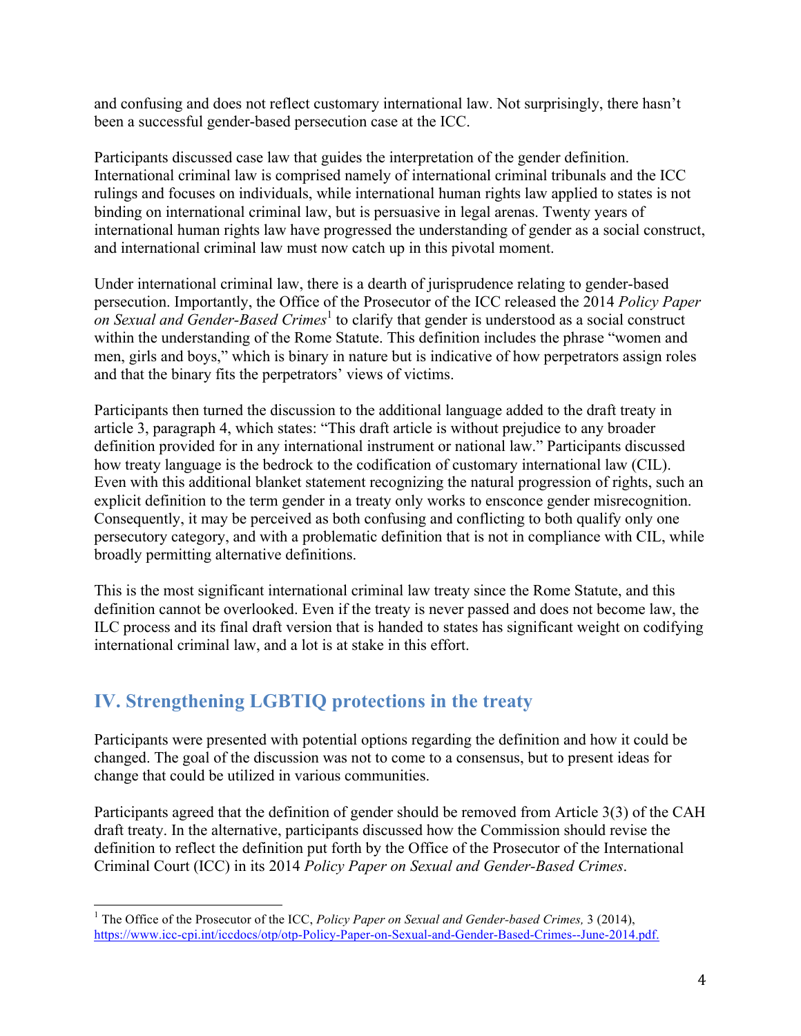and confusing and does not reflect customary international law. Not surprisingly, there hasn't been a successful gender-based persecution case at the ICC.

Participants discussed case law that guides the interpretation of the gender definition. International criminal law is comprised namely of international criminal tribunals and the ICC rulings and focuses on individuals, while international human rights law applied to states is not binding on international criminal law, but is persuasive in legal arenas. Twenty years of international human rights law have progressed the understanding of gender as a social construct, and international criminal law must now catch up in this pivotal moment.

Under international criminal law, there is a dearth of jurisprudence relating to gender-based persecution. Importantly, the Office of the Prosecutor of the ICC released the 2014 *Policy Paper on Sexual and Gender-Based Crimes*[1] to clarify that gender is understood as a social construct within the understanding of the Rome Statute. This definition includes the phrase "women and men, girls and boys," which is binary in nature but is indicative of how perpetrators assign roles and that the binary fits the perpetrators' views of victims.

Participants then turned the discussion to the additional language added to the draft treaty in article 3, paragraph 4, which states: "This draft article is without prejudice to any broader definition provided for in any international instrument or national law." Participants discussed how treaty language is the bedrock to the codification of customary international law (CIL). Even with this additional blanket statement recognizing the natural progression of rights, such an explicit definition to the term gender in a treaty only works to ensconce gender misrecognition. Consequently, it may be perceived as both confusing and conflicting to both qualify only one persecutory category, and with a problematic definition that is not in compliance with CIL, while broadly permitting alternative definitions.

This is the most significant international criminal law treaty since the Rome Statute, and this definition cannot be overlooked. Even if the treaty is never passed and does not become law, the ILC process and its final draft version that is handed to states has significant weight on codifying international criminal law, and a lot is at stake in this effort.

## IV. Strengthening LGBTIQ protections in the treaty

Participants were presented with potential options regarding the definition and how it could be changed. The goal of the discussion was not to come to a consensus, but to present ideas for change that could be utilized in various communities.

Participants agreed that the definition of gender should be removed from Article 3(3) of the CAH draft treaty. In the alternative, participants discussed how the Commission should revise the definition to reflect the definition put forth by the Office of the Prosecutor of the International Criminal Court (ICC) in its 2014 *Policy Paper on Sexual and Gender-Based Crimes*.

---

[1] The Office of the Prosecutor of the ICC, *Policy Paper on Sexual and Gender-based Crimes,* 3 (2014), https://www.icc-cpi.int/iccdocs/otp/otp-Policy-Paper-on-Sexual-and-Gender-Based-Crimes--June-2014.pdf.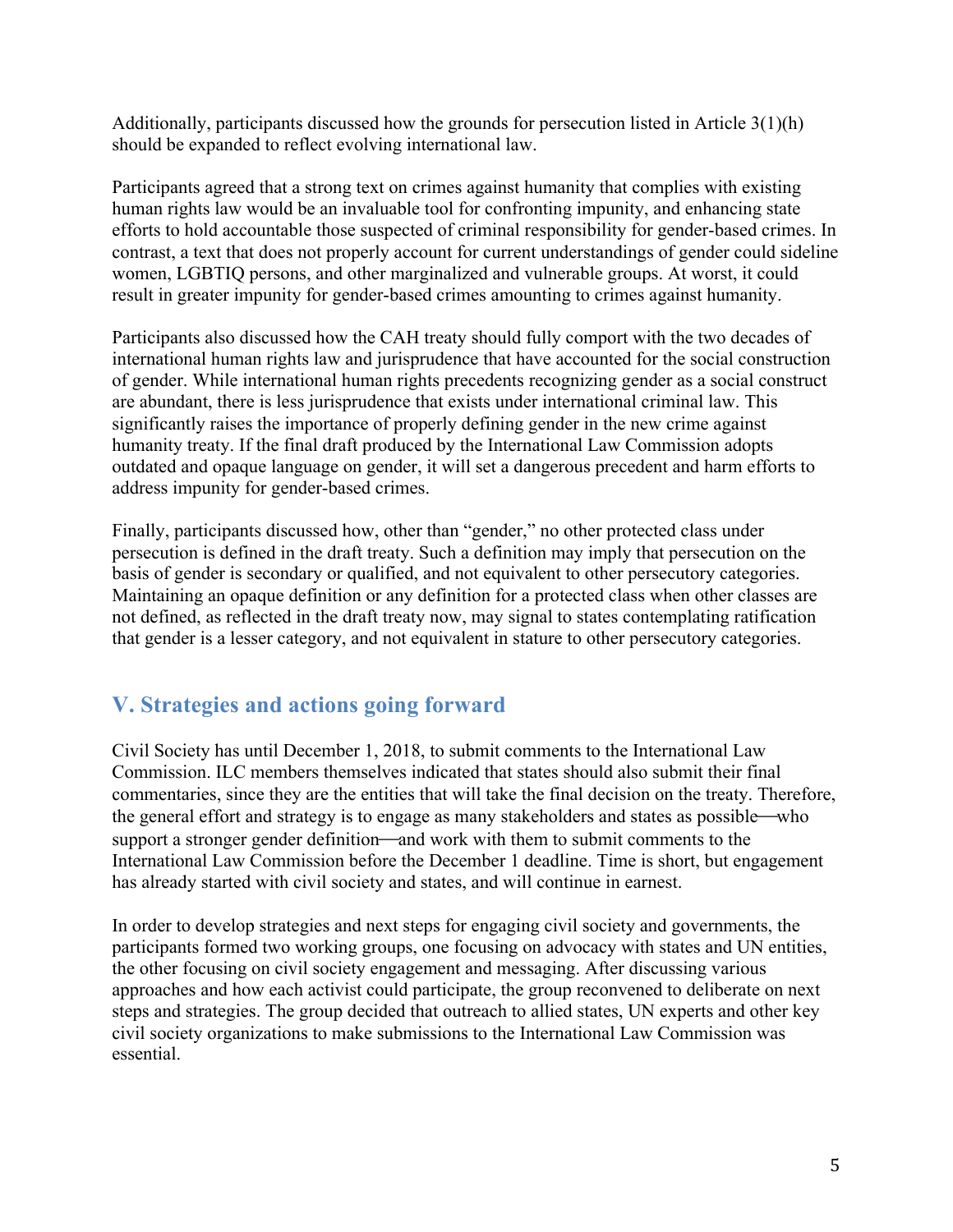Additionally, participants discussed how the grounds for persecution listed in Article 3(1)(h) should be expanded to reflect evolving international law.

Participants agreed that a strong text on crimes against humanity that complies with existing human rights law would be an invaluable tool for confronting impunity, and enhancing state efforts to hold accountable those suspected of criminal responsibility for gender-based crimes. In contrast, a text that does not properly account for current understandings of gender could sideline women, LGBTIQ persons, and other marginalized and vulnerable groups. At worst, it could result in greater impunity for gender-based crimes amounting to crimes against humanity.

Participants also discussed how the CAH treaty should fully comport with the two decades of international human rights law and jurisprudence that have accounted for the social construction of gender. While international human rights precedents recognizing gender as a social construct are abundant, there is less jurisprudence that exists under international criminal law. This significantly raises the importance of properly defining gender in the new crime against humanity treaty. If the final draft produced by the International Law Commission adopts outdated and opaque language on gender, it will set a dangerous precedent and harm efforts to address impunity for gender-based crimes.

Finally, participants discussed how, other than "gender," no other protected class under persecution is defined in the draft treaty. Such a definition may imply that persecution on the basis of gender is secondary or qualified, and not equivalent to other persecutory categories. Maintaining an opaque definition or any definition for a protected class when other classes are not defined, as reflected in the draft treaty now, may signal to states contemplating ratification that gender is a lesser category, and not equivalent in stature to other persecutory categories.

## V. Strategies and actions going forward

Civil Society has until December 1, 2018, to submit comments to the International Law Commission. ILC members themselves indicated that states should also submit their final commentaries, since they are the entities that will take the final decision on the treaty. Therefore, the general effort and strategy is to engage as many stakeholders and states as possible—who support a stronger gender definition—and work with them to submit comments to the International Law Commission before the December 1 deadline. Time is short, but engagement has already started with civil society and states, and will continue in earnest.

In order to develop strategies and next steps for engaging civil society and governments, the participants formed two working groups, one focusing on advocacy with states and UN entities, the other focusing on civil society engagement and messaging. After discussing various approaches and how each activist could participate, the group reconvened to deliberate on next steps and strategies. The group decided that outreach to allied states, UN experts and other key civil society organizations to make submissions to the International Law Commission was essential.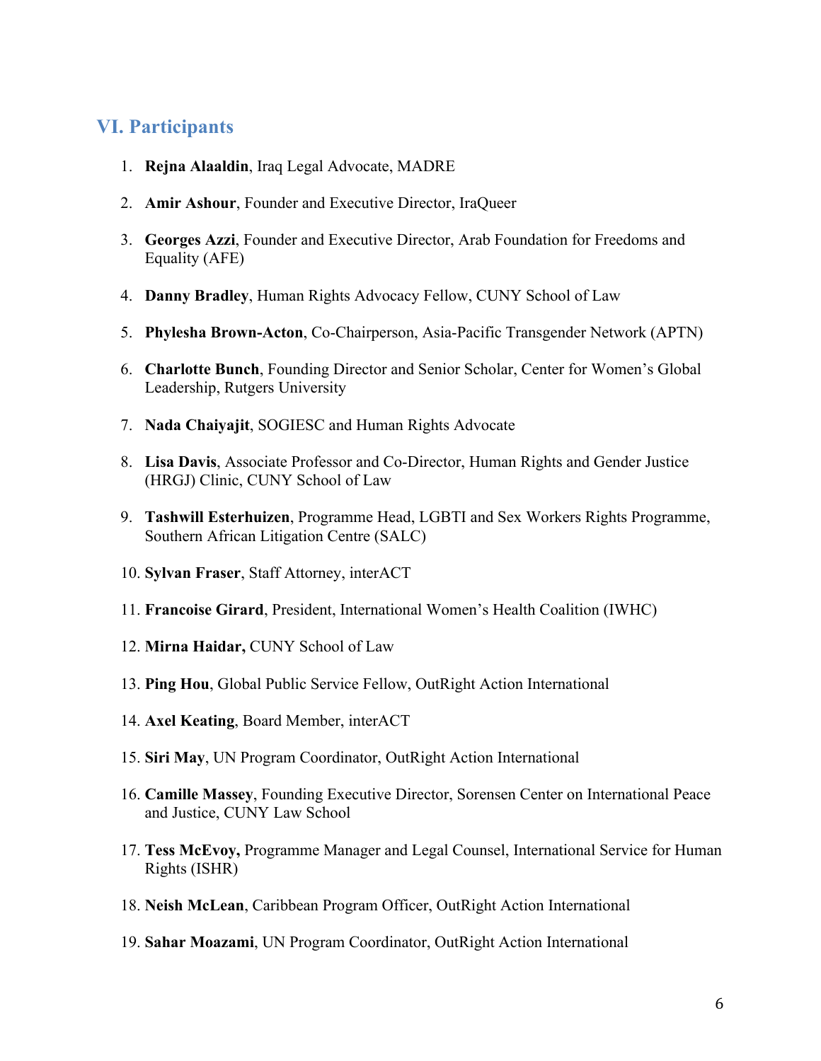## VI. Participants

1. **Rejna Alaaldin**, Iraq Legal Advocate, MADRE
2. **Amir Ashour**, Founder and Executive Director, IraQueer
3. **Georges Azzi**, Founder and Executive Director, Arab Foundation for Freedoms and Equality (AFE)
4. **Danny Bradley**, Human Rights Advocacy Fellow, CUNY School of Law
5. **Phylesha Brown-Acton**, Co-Chairperson, Asia-Pacific Transgender Network (APTN)
6. **Charlotte Bunch**, Founding Director and Senior Scholar, Center for Women's Global Leadership, Rutgers University
7. **Nada Chaiyajit**, SOGIESC and Human Rights Advocate
8. **Lisa Davis**, Associate Professor and Co-Director, Human Rights and Gender Justice (HRGJ) Clinic, CUNY School of Law
9. **Tashwill Esterhuizen**, Programme Head, LGBTI and Sex Workers Rights Programme, Southern African Litigation Centre (SALC)
10. **Sylvan Fraser**, Staff Attorney, interACT
11. **Francoise Girard**, President, International Women's Health Coalition (IWHC)
12. **Mirna Haidar,** CUNY School of Law
13. **Ping Hou**, Global Public Service Fellow, OutRight Action International
14. **Axel Keating**, Board Member, interACT
15. **Siri May**, UN Program Coordinator, OutRight Action International
16. **Camille Massey**, Founding Executive Director, Sorensen Center on International Peace and Justice, CUNY Law School
17. **Tess McEvoy,** Programme Manager and Legal Counsel, International Service for Human Rights (ISHR)
18. **Neish McLean**, Caribbean Program Officer, OutRight Action International
19. **Sahar Moazami**, UN Program Coordinator, OutRight Action International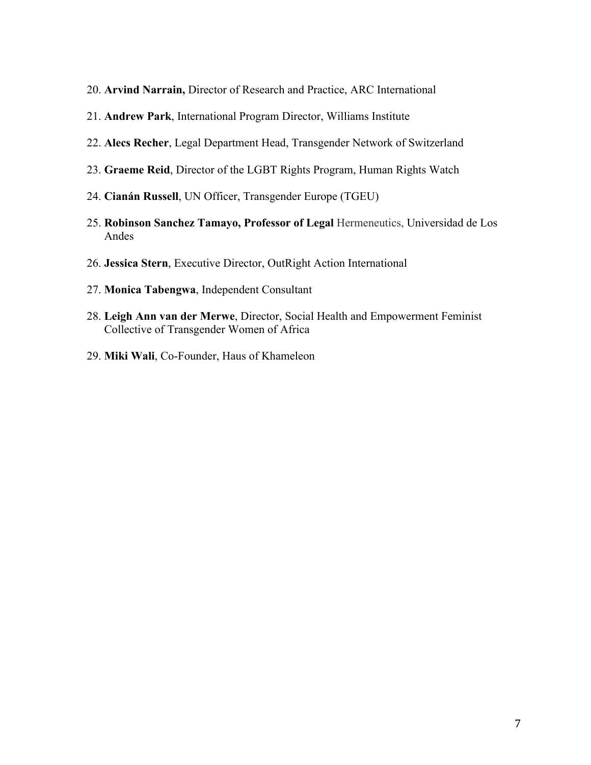20. **Arvind Narrain,** Director of Research and Practice, ARC International
21. **Andrew Park**, International Program Director, Williams Institute
22. **Alecs Recher**, Legal Department Head, Transgender Network of Switzerland
23. **Graeme Reid**, Director of the LGBT Rights Program, Human Rights Watch
24. **Cianán Russell**, UN Officer, Transgender Europe (TGEU)
25. **Robinson Sanchez Tamayo, Professor of Legal** Hermeneutics, Universidad de Los Andes
26. **Jessica Stern**, Executive Director, OutRight Action International
27. **Monica Tabengwa**, Independent Consultant
28. **Leigh Ann van der Merwe**, Director, Social Health and Empowerment Feminist Collective of Transgender Women of Africa
29. **Miki Wali**, Co-Founder, Haus of Khameleon